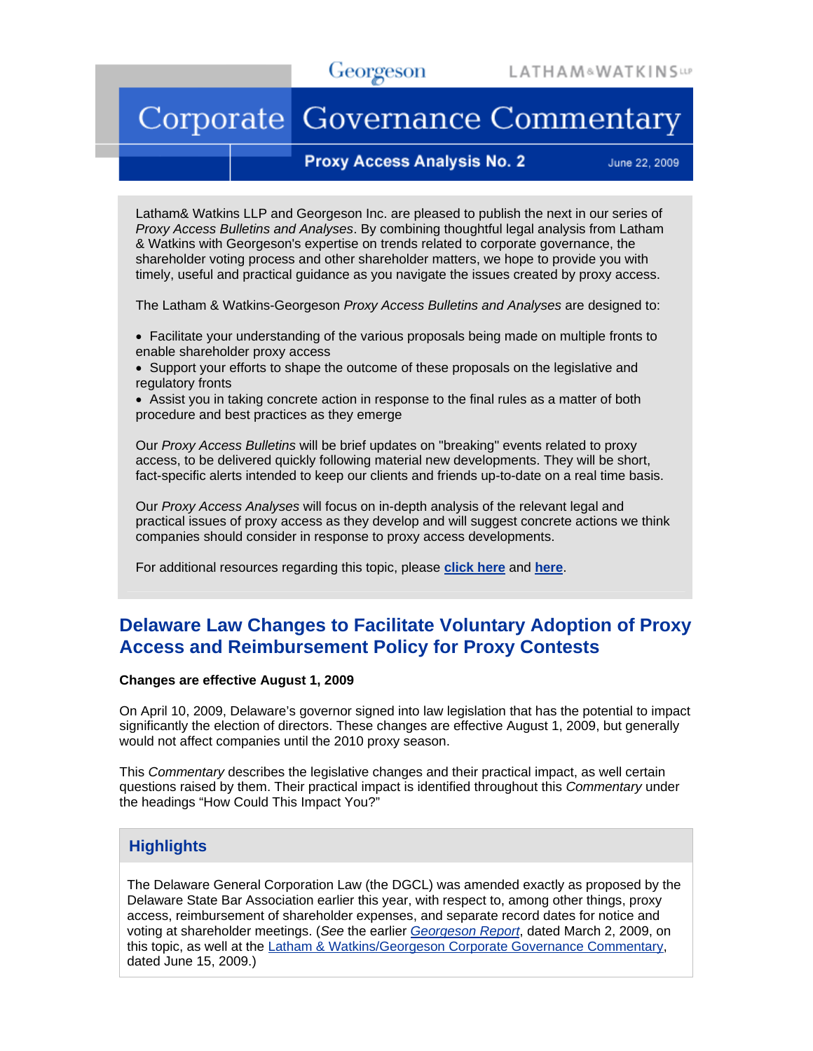Georgeson LATHAM&WATKINS LLP

# Corporate Governance Commentary

**Proxy Access Analysis No. 2** June 22, 2009

Latham& Watkins LLP and Georgeson Inc. are pleased to publish the next in our series of *Proxy Access Bulletins and Analyses*. By combining thoughtful legal analysis from Latham & Watkins with Georgeson's expertise on trends related to corporate governance, the shareholder voting process and other shareholder matters, we hope to provide you with timely, useful and practical guidance as you navigate the issues created by proxy access.

The Latham & Watkins-Georgeson *Proxy Access Bulletins and Analyses* are designed to:

- Facilitate your understanding of the various proposals being made on multiple fronts to enable shareholder proxy access
- Support your efforts to shape the outcome of these proposals on the legislative and regulatory fronts
- Assist you in taking concrete action in response to the final rules as a matter of both procedure and best practices as they emerge

Our *Proxy Access Bulletins* will be brief updates on "breaking" events related to proxy access, to be delivered quickly following material new developments. They will be short, fact-specific alerts intended to keep our clients and friends up-to-date on a real time basis.

Our *Proxy Access Analyses* will focus on in-depth analysis of the relevant legal and practical issues of proxy access as they develop and will suggest concrete actions we think companies should consider in response to proxy access developments.

For additional resources regarding this topic, please **click here** and **here**.

## Delaware Law Changes to Facilitate Voluntary Adoption of Proxy Access and Reimbursement Policy for Proxy Contests

**Changes are effective August 1, 2009**

On April 10, 2009, Delaware's governor signed into law legislation that has the potential to impact significantly the election of directors. These changes are effective August 1, 2009, but generally would not affect companies until the 2010 proxy season.

This *Commentary* describes the legislative changes and their practical impact, as well certain questions raised by them. Their practical impact is identified throughout this *Commentary* under the headings "How Could This Impact You?"

### Highlights

The Delaware General Corporation Law (the DGCL) was amended exactly as proposed by the Delaware State Bar Association earlier this year, with respect to, among other things, proxy access, reimbursement of shareholder expenses, and separate record dates for notice and voting at shareholder meetings. (*See* the earlier *Georgeson Report*, dated March 2, 2009, on this topic, as well at the Latham & Watkins/Georgeson Corporate Governance Commentary, dated June 15, 2009.)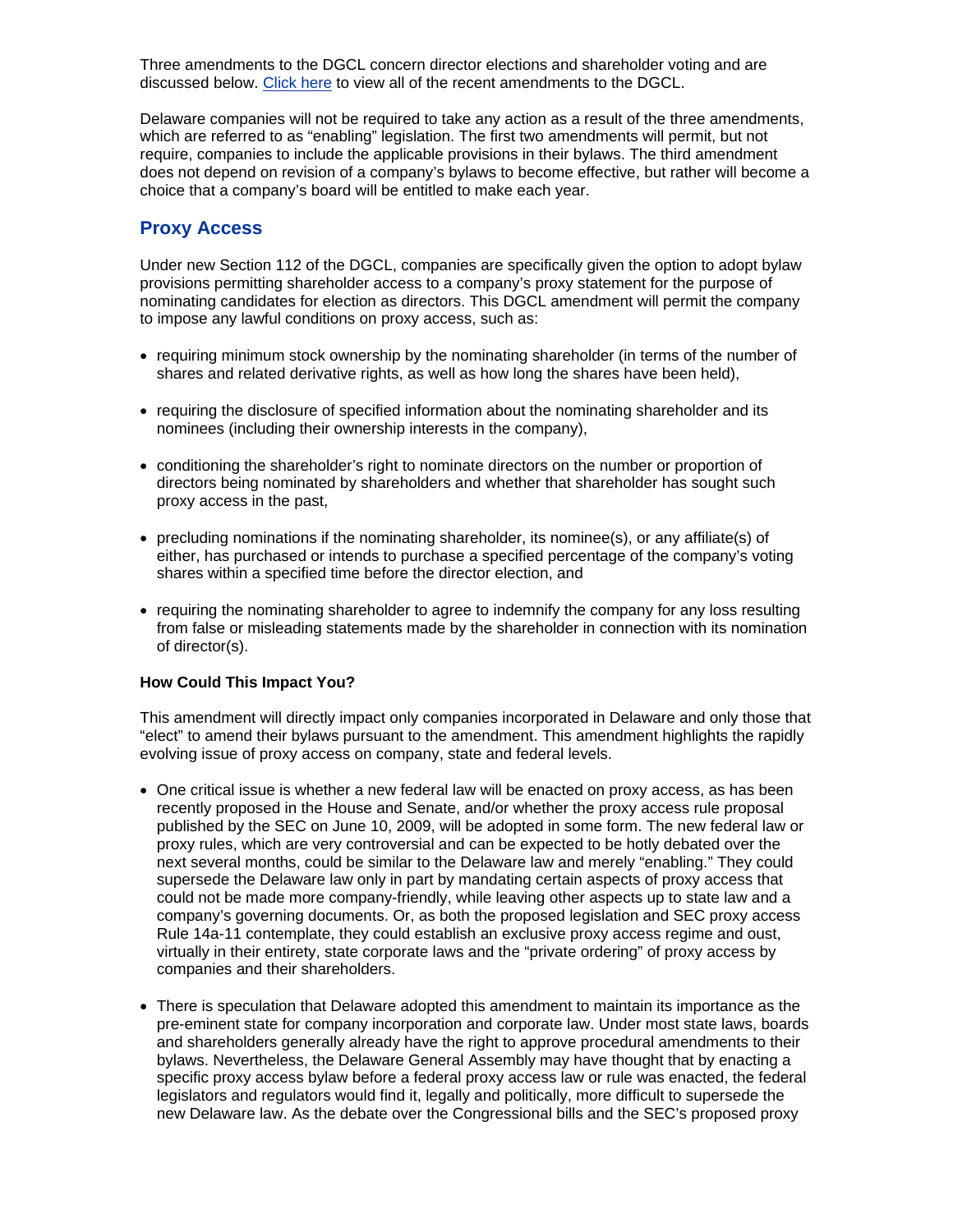Three amendments to the DGCL concern director elections and shareholder voting and are discussed below. [Click here](#) to view all of the recent amendments to the DGCL.

Delaware companies will not be required to take any action as a result of the three amendments, which are referred to as "enabling" legislation. The first two amendments will permit, but not require, companies to include the applicable provisions in their bylaws. The third amendment does not depend on revision of a company's bylaws to become effective, but rather will become a choice that a company's board will be entitled to make each year.

## Proxy Access

Under new Section 112 of the DGCL, companies are specifically given the option to adopt bylaw provisions permitting shareholder access to a company's proxy statement for the purpose of nominating candidates for election as directors. This DGCL amendment will permit the company to impose any lawful conditions on proxy access, such as:

- requiring minimum stock ownership by the nominating shareholder (in terms of the number of shares and related derivative rights, as well as how long the shares have been held),
- requiring the disclosure of specified information about the nominating shareholder and its nominees (including their ownership interests in the company),
- conditioning the shareholder's right to nominate directors on the number or proportion of directors being nominated by shareholders and whether that shareholder has sought such proxy access in the past,
- precluding nominations if the nominating shareholder, its nominee(s), or any affiliate(s) of either, has purchased or intends to purchase a specified percentage of the company's voting shares within a specified time before the director election, and
- requiring the nominating shareholder to agree to indemnify the company for any loss resulting from false or misleading statements made by the shareholder in connection with its nomination of director(s).

**How Could This Impact You?**

This amendment will directly impact only companies incorporated in Delaware and only those that "elect" to amend their bylaws pursuant to the amendment. This amendment highlights the rapidly evolving issue of proxy access on company, state and federal levels.

- One critical issue is whether a new federal law will be enacted on proxy access, as has been recently proposed in the House and Senate, and/or whether the proxy access rule proposal published by the SEC on June 10, 2009, will be adopted in some form. The new federal law or proxy rules, which are very controversial and can be expected to be hotly debated over the next several months, could be similar to the Delaware law and merely "enabling." They could supersede the Delaware law only in part by mandating certain aspects of proxy access that could not be made more company-friendly, while leaving other aspects up to state law and a company's governing documents. Or, as both the proposed legislation and SEC proxy access Rule 14a-11 contemplate, they could establish an exclusive proxy access regime and oust, virtually in their entirety, state corporate laws and the "private ordering" of proxy access by companies and their shareholders.
- There is speculation that Delaware adopted this amendment to maintain its importance as the pre-eminent state for company incorporation and corporate law. Under most state laws, boards and shareholders generally already have the right to approve procedural amendments to their bylaws. Nevertheless, the Delaware General Assembly may have thought that by enacting a specific proxy access bylaw before a federal proxy access law or rule was enacted, the federal legislators and regulators would find it, legally and politically, more difficult to supersede the new Delaware law. As the debate over the Congressional bills and the SEC's proposed proxy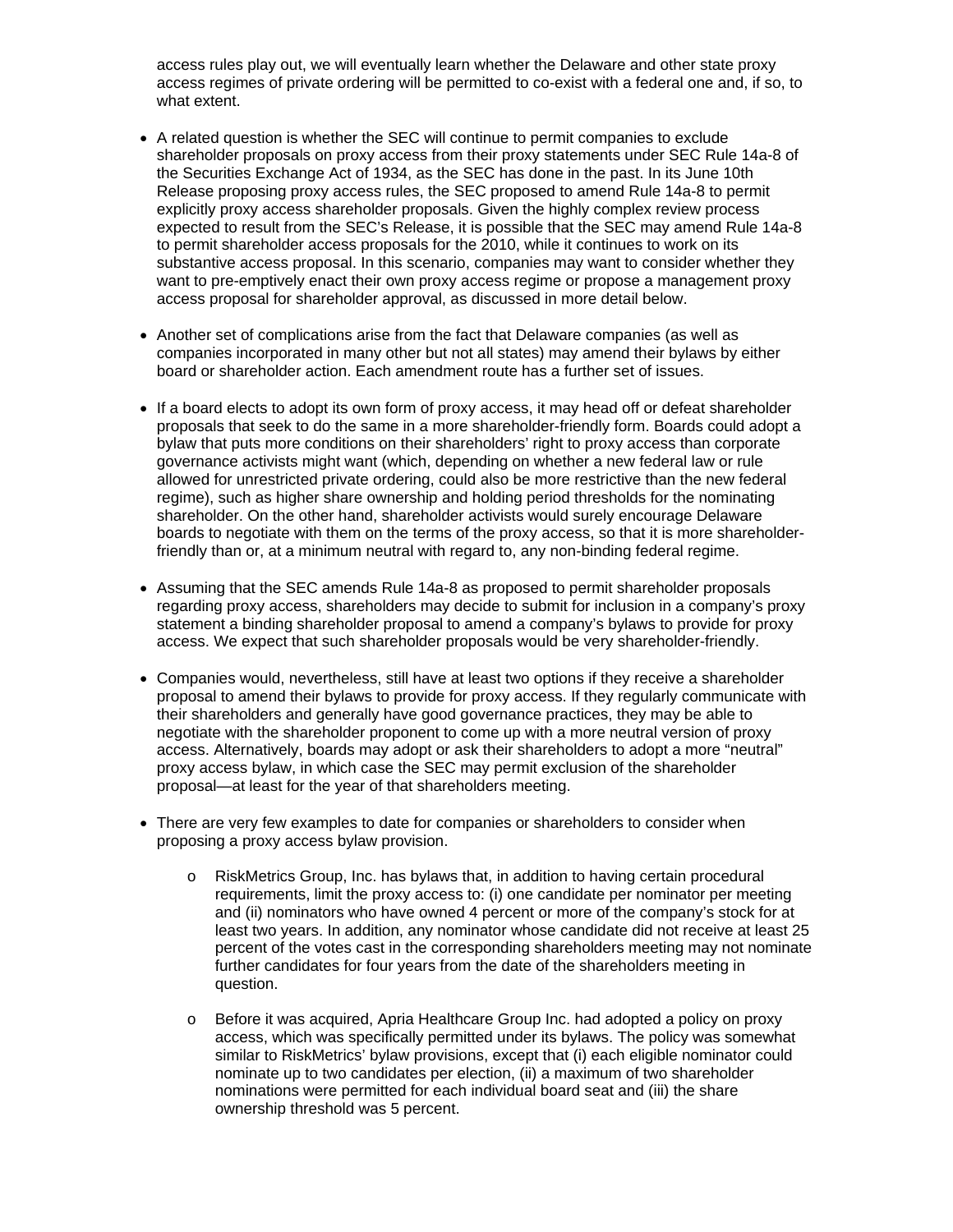access rules play out, we will eventually learn whether the Delaware and other state proxy access regimes of private ordering will be permitted to co-exist with a federal one and, if so, to what extent.

- A related question is whether the SEC will continue to permit companies to exclude shareholder proposals on proxy access from their proxy statements under SEC Rule 14a-8 of the Securities Exchange Act of 1934, as the SEC has done in the past. In its June 10th Release proposing proxy access rules, the SEC proposed to amend Rule 14a-8 to permit explicitly proxy access shareholder proposals. Given the highly complex review process expected to result from the SEC's Release, it is possible that the SEC may amend Rule 14a-8 to permit shareholder access proposals for the 2010, while it continues to work on its substantive access proposal. In this scenario, companies may want to consider whether they want to pre-emptively enact their own proxy access regime or propose a management proxy access proposal for shareholder approval, as discussed in more detail below.

- Another set of complications arise from the fact that Delaware companies (as well as companies incorporated in many other but not all states) may amend their bylaws by either board or shareholder action. Each amendment route has a further set of issues.

- If a board elects to adopt its own form of proxy access, it may head off or defeat shareholder proposals that seek to do the same in a more shareholder-friendly form. Boards could adopt a bylaw that puts more conditions on their shareholders' right to proxy access than corporate governance activists might want (which, depending on whether a new federal law or rule allowed for unrestricted private ordering, could also be more restrictive than the new federal regime), such as higher share ownership and holding period thresholds for the nominating shareholder. On the other hand, shareholder activists would surely encourage Delaware boards to negotiate with them on the terms of the proxy access, so that it is more shareholder-friendly than or, at a minimum neutral with regard to, any non-binding federal regime.

- Assuming that the SEC amends Rule 14a-8 as proposed to permit shareholder proposals regarding proxy access, shareholders may decide to submit for inclusion in a company's proxy statement a binding shareholder proposal to amend a company's bylaws to provide for proxy access. We expect that such shareholder proposals would be very shareholder-friendly.

- Companies would, nevertheless, still have at least two options if they receive a shareholder proposal to amend their bylaws to provide for proxy access. If they regularly communicate with their shareholders and generally have good governance practices, they may be able to negotiate with the shareholder proponent to come up with a more neutral version of proxy access. Alternatively, boards may adopt or ask their shareholders to adopt a more "neutral" proxy access bylaw, in which case the SEC may permit exclusion of the shareholder proposal—at least for the year of that shareholders meeting.

- There are very few examples to date for companies or shareholders to consider when proposing a proxy access bylaw provision.

  - RiskMetrics Group, Inc. has bylaws that, in addition to having certain procedural requirements, limit the proxy access to: (i) one candidate per nominator per meeting and (ii) nominators who have owned 4 percent or more of the company's stock for at least two years. In addition, any nominator whose candidate did not receive at least 25 percent of the votes cast in the corresponding shareholders meeting may not nominate further candidates for four years from the date of the shareholders meeting in question.

  - Before it was acquired, Apria Healthcare Group Inc. had adopted a policy on proxy access, which was specifically permitted under its bylaws. The policy was somewhat similar to RiskMetrics' bylaw provisions, except that (i) each eligible nominator could nominate up to two candidates per election, (ii) a maximum of two shareholder nominations were permitted for each individual board seat and (iii) the share ownership threshold was 5 percent.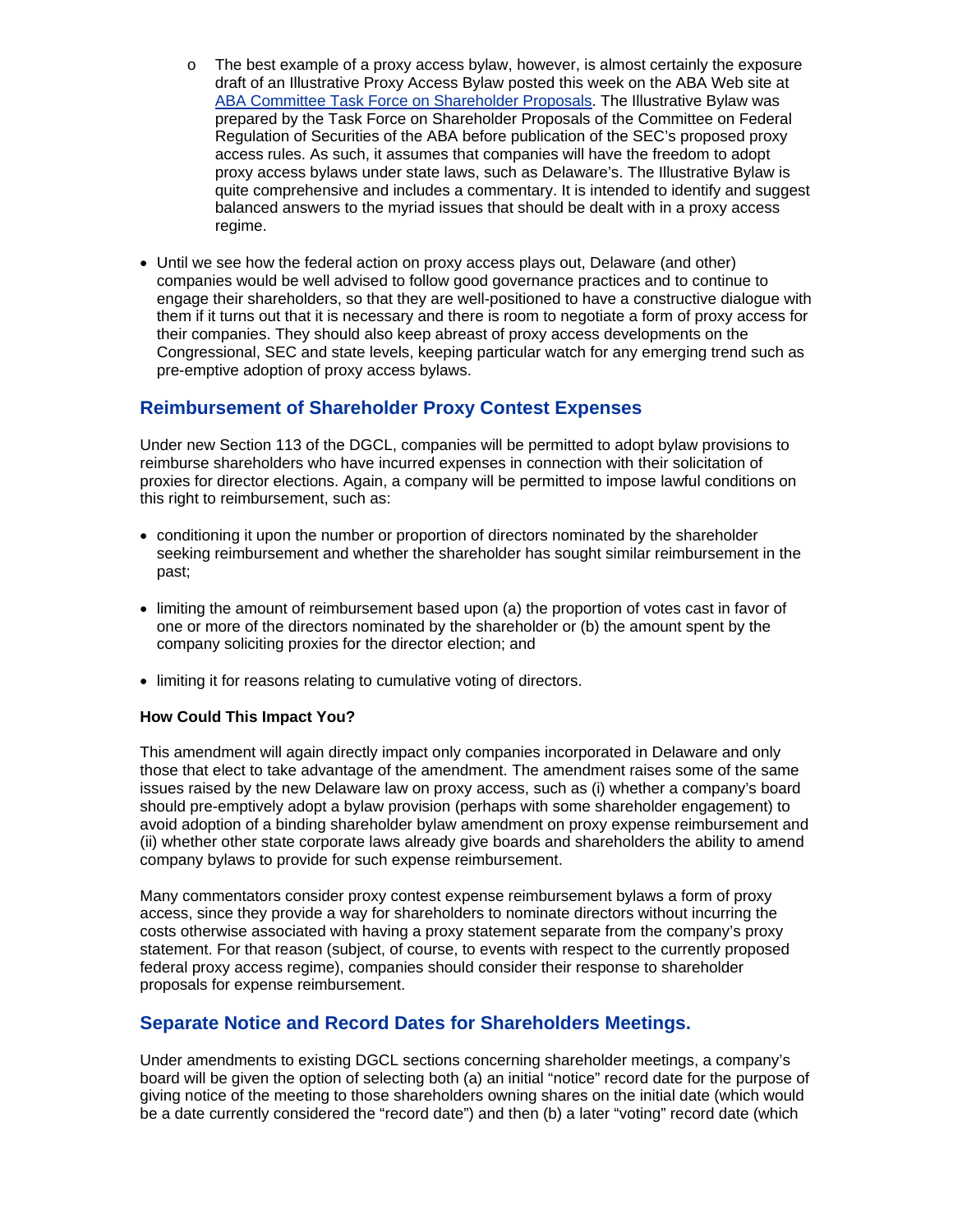- The best example of a proxy access bylaw, however, is almost certainly the exposure draft of an Illustrative Proxy Access Bylaw posted this week on the ABA Web site at [ABA Committee Task Force on Shareholder Proposals](). The Illustrative Bylaw was prepared by the Task Force on Shareholder Proposals of the Committee on Federal Regulation of Securities of the ABA before publication of the SEC's proposed proxy access rules. As such, it assumes that companies will have the freedom to adopt proxy access bylaws under state laws, such as Delaware's. The Illustrative Bylaw is quite comprehensive and includes a commentary. It is intended to identify and suggest balanced answers to the myriad issues that should be dealt with in a proxy access regime.

- Until we see how the federal action on proxy access plays out, Delaware (and other) companies would be well advised to follow good governance practices and to continue to engage their shareholders, so that they are well-positioned to have a constructive dialogue with them if it turns out that it is necessary and there is room to negotiate a form of proxy access for their companies. They should also keep abreast of proxy access developments on the Congressional, SEC and state levels, keeping particular watch for any emerging trend such as pre-emptive adoption of proxy access bylaws.

## Reimbursement of Shareholder Proxy Contest Expenses

Under new Section 113 of the DGCL, companies will be permitted to adopt bylaw provisions to reimburse shareholders who have incurred expenses in connection with their solicitation of proxies for director elections. Again, a company will be permitted to impose lawful conditions on this right to reimbursement, such as:

- conditioning it upon the number or proportion of directors nominated by the shareholder seeking reimbursement and whether the shareholder has sought similar reimbursement in the past;

- limiting the amount of reimbursement based upon (a) the proportion of votes cast in favor of one or more of the directors nominated by the shareholder or (b) the amount spent by the company soliciting proxies for the director election; and

- limiting it for reasons relating to cumulative voting of directors.

**How Could This Impact You?**

This amendment will again directly impact only companies incorporated in Delaware and only those that elect to take advantage of the amendment. The amendment raises some of the same issues raised by the new Delaware law on proxy access, such as (i) whether a company's board should pre-emptively adopt a bylaw provision (perhaps with some shareholder engagement) to avoid adoption of a binding shareholder bylaw amendment on proxy expense reimbursement and (ii) whether other state corporate laws already give boards and shareholders the ability to amend company bylaws to provide for such expense reimbursement.

Many commentators consider proxy contest expense reimbursement bylaws a form of proxy access, since they provide a way for shareholders to nominate directors without incurring the costs otherwise associated with having a proxy statement separate from the company's proxy statement. For that reason (subject, of course, to events with respect to the currently proposed federal proxy access regime), companies should consider their response to shareholder proposals for expense reimbursement.

## Separate Notice and Record Dates for Shareholders Meetings.

Under amendments to existing DGCL sections concerning shareholder meetings, a company's board will be given the option of selecting both (a) an initial "notice" record date for the purpose of giving notice of the meeting to those shareholders owning shares on the initial date (which would be a date currently considered the "record date") and then (b) a later "voting" record date (which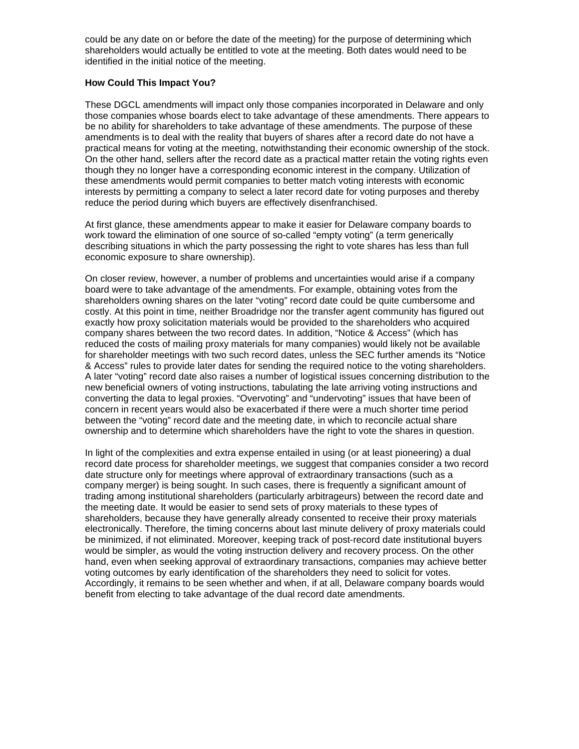could be any date on or before the date of the meeting) for the purpose of determining which shareholders would actually be entitled to vote at the meeting. Both dates would need to be identified in the initial notice of the meeting.

**How Could This Impact You?**

These DGCL amendments will impact only those companies incorporated in Delaware and only those companies whose boards elect to take advantage of these amendments. There appears to be no ability for shareholders to take advantage of these amendments. The purpose of these amendments is to deal with the reality that buyers of shares after a record date do not have a practical means for voting at the meeting, notwithstanding their economic ownership of the stock. On the other hand, sellers after the record date as a practical matter retain the voting rights even though they no longer have a corresponding economic interest in the company. Utilization of these amendments would permit companies to better match voting interests with economic interests by permitting a company to select a later record date for voting purposes and thereby reduce the period during which buyers are effectively disenfranchised.

At first glance, these amendments appear to make it easier for Delaware company boards to work toward the elimination of one source of so-called "empty voting" (a term generically describing situations in which the party possessing the right to vote shares has less than full economic exposure to share ownership).

On closer review, however, a number of problems and uncertainties would arise if a company board were to take advantage of the amendments. For example, obtaining votes from the shareholders owning shares on the later "voting" record date could be quite cumbersome and costly. At this point in time, neither Broadridge nor the transfer agent community has figured out exactly how proxy solicitation materials would be provided to the shareholders who acquired company shares between the two record dates. In addition, "Notice & Access" (which has reduced the costs of mailing proxy materials for many companies) would likely not be available for shareholder meetings with two such record dates, unless the SEC further amends its "Notice & Access" rules to provide later dates for sending the required notice to the voting shareholders. A later "voting" record date also raises a number of logistical issues concerning distribution to the new beneficial owners of voting instructions, tabulating the late arriving voting instructions and converting the data to legal proxies. "Overvoting" and "undervoting" issues that have been of concern in recent years would also be exacerbated if there were a much shorter time period between the "voting" record date and the meeting date, in which to reconcile actual share ownership and to determine which shareholders have the right to vote the shares in question.

In light of the complexities and extra expense entailed in using (or at least pioneering) a dual record date process for shareholder meetings, we suggest that companies consider a two record date structure only for meetings where approval of extraordinary transactions (such as a company merger) is being sought. In such cases, there is frequently a significant amount of trading among institutional shareholders (particularly arbitrageurs) between the record date and the meeting date. It would be easier to send sets of proxy materials to these types of shareholders, because they have generally already consented to receive their proxy materials electronically. Therefore, the timing concerns about last minute delivery of proxy materials could be minimized, if not eliminated. Moreover, keeping track of post-record date institutional buyers would be simpler, as would the voting instruction delivery and recovery process. On the other hand, even when seeking approval of extraordinary transactions, companies may achieve better voting outcomes by early identification of the shareholders they need to solicit for votes. Accordingly, it remains to be seen whether and when, if at all, Delaware company boards would benefit from electing to take advantage of the dual record date amendments.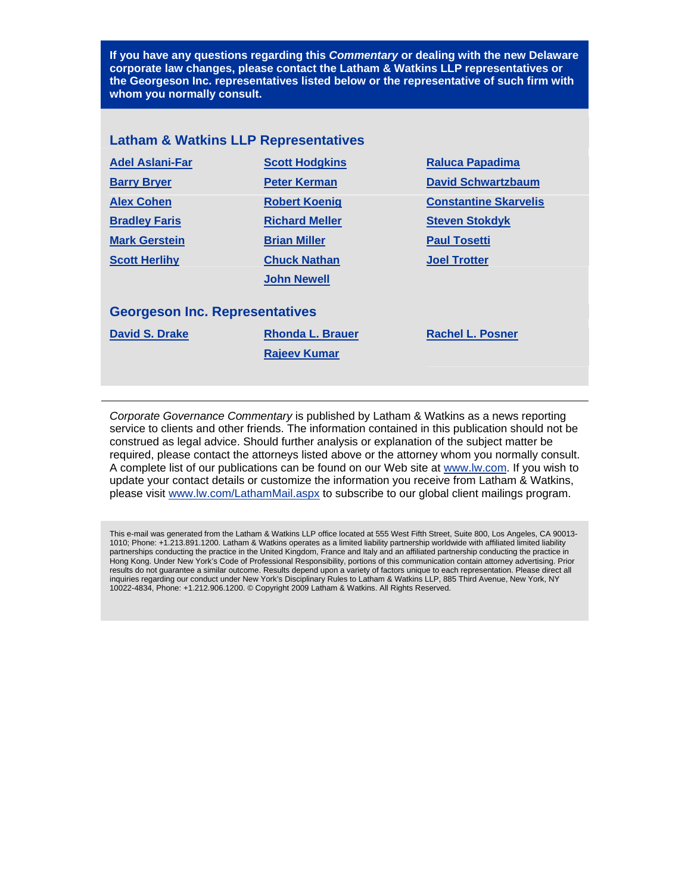**If you have any questions regarding this *Commentary* or dealing with the new Delaware corporate law changes, please contact the Latham & Watkins LLP representatives or the Georgeson Inc. representatives listed below or the representative of such firm with whom you normally consult.**

## Latham & Watkins LLP Representatives

| | | |
|---|---|---|
| Adel Aslani-Far | Scott Hodgkins | Raluca Papadima |
| Barry Bryer | Peter Kerman | David Schwartzbaum |
| Alex Cohen | Robert Koenig | Constantine Skarvelis |
| Bradley Faris | Richard Meller | Steven Stokdyk |
| Mark Gerstein | Brian Miller | Paul Tosetti |
| Scott Herlihy | Chuck Nathan | Joel Trotter |
| | John Newell | |

## Georgeson Inc. Representatives

| | | |
|---|---|---|
| David S. Drake | Rhonda L. Brauer | Rachel L. Posner |
| | Rajeev Kumar | |

---

*Corporate Governance Commentary* is published by Latham & Watkins as a news reporting service to clients and other friends. The information contained in this publication should not be construed as legal advice. Should further analysis or explanation of the subject matter be required, please contact the attorneys listed above or the attorney whom you normally consult. A complete list of our publications can be found on our Web site at www.lw.com. If you wish to update your contact details or customize the information you receive from Latham & Watkins, please visit www.lw.com/LathamMail.aspx to subscribe to our global client mailings program.

This e-mail was generated from the Latham & Watkins LLP office located at 555 West Fifth Street, Suite 800, Los Angeles, CA 90013-1010; Phone: +1.213.891.1200. Latham & Watkins operates as a limited liability partnership worldwide with affiliated limited liability partnerships conducting the practice in the United Kingdom, France and Italy and an affiliated partnership conducting the practice in Hong Kong. Under New York's Code of Professional Responsibility, portions of this communication contain attorney advertising. Prior results do not guarantee a similar outcome. Results depend upon a variety of factors unique to each representation. Please direct all inquiries regarding our conduct under New York's Disciplinary Rules to Latham & Watkins LLP, 885 Third Avenue, New York, NY 10022-4834, Phone: +1.212.906.1200. © Copyright 2009 Latham & Watkins. All Rights Reserved.